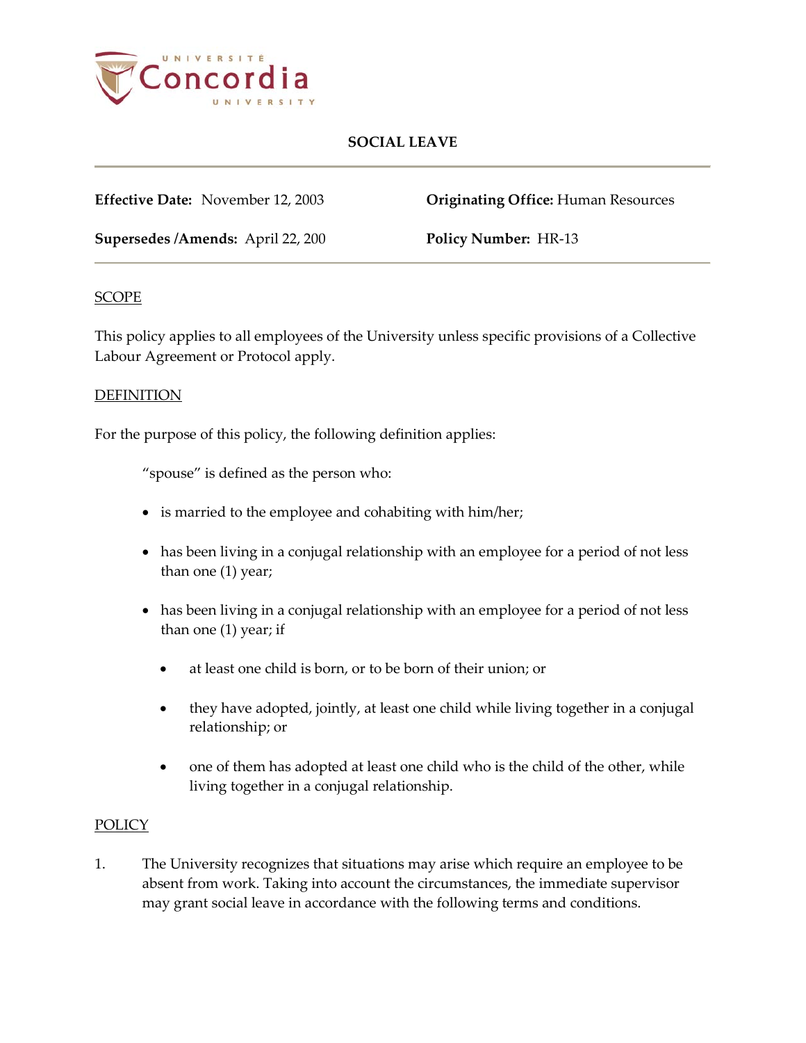# SOCIAL LEAVE

**Effective Date:** November 12, 2003 **Originating Office:** Human Resources

**Supersedes /Amends:** April 22, 200 **Policy Number:** HR-13

## SCOPE

This policy applies to all employees of the University unless specific provisions of a Collective Labour Agreement or Protocol apply.

## DEFINITION

For the purpose of this policy, the following definition applies:

"spouse" is defined as the person who:

- is married to the employee and cohabiting with him/her;
- has been living in a conjugal relationship with an employee for a period of not less than one (1) year;
- has been living in a conjugal relationship with an employee for a period of not less than one (1) year; if
  - at least one child is born, or to be born of their union; or
  - they have adopted, jointly, at least one child while living together in a conjugal relationship; or
  - one of them has adopted at least one child who is the child of the other, while living together in a conjugal relationship.

## POLICY

1. The University recognizes that situations may arise which require an employee to be absent from work. Taking into account the circumstances, the immediate supervisor may grant social leave in accordance with the following terms and conditions.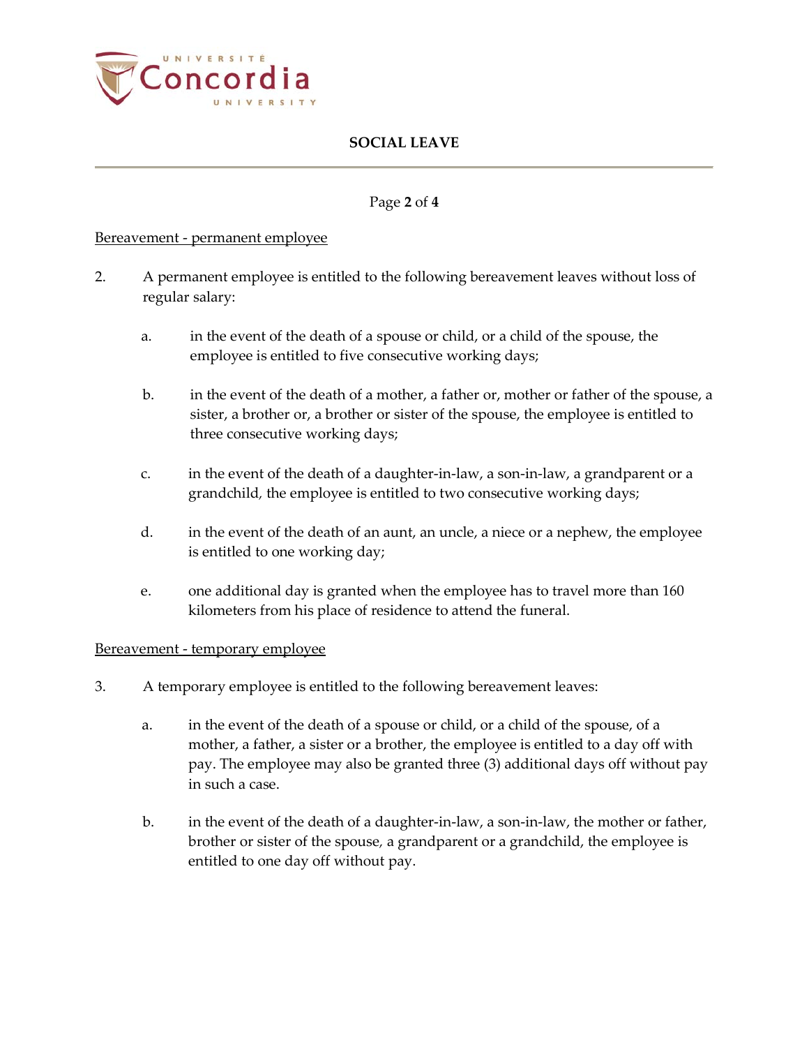Bereavement - permanent employee

2. A permanent employee is entitled to the following bereavement leaves without loss of regular salary:

   a. in the event of the death of a spouse or child, or a child of the spouse, the employee is entitled to five consecutive working days;

   b. in the event of the death of a mother, a father or, mother or father of the spouse, a sister, a brother or, a brother or sister of the spouse, the employee is entitled to three consecutive working days;

   c. in the event of the death of a daughter-in-law, a son-in-law, a grandparent or a grandchild, the employee is entitled to two consecutive working days;

   d. in the event of the death of an aunt, an uncle, a niece or a nephew, the employee is entitled to one working day;

   e. one additional day is granted when the employee has to travel more than 160 kilometers from his place of residence to attend the funeral.

Bereavement - temporary employee

3. A temporary employee is entitled to the following bereavement leaves:

   a. in the event of the death of a spouse or child, or a child of the spouse, of a mother, a father, a sister or a brother, the employee is entitled to a day off with pay. The employee may also be granted three (3) additional days off without pay in such a case.

   b. in the event of the death of a daughter-in-law, a son-in-law, the mother or father, brother or sister of the spouse, a grandparent or a grandchild, the employee is entitled to one day off without pay.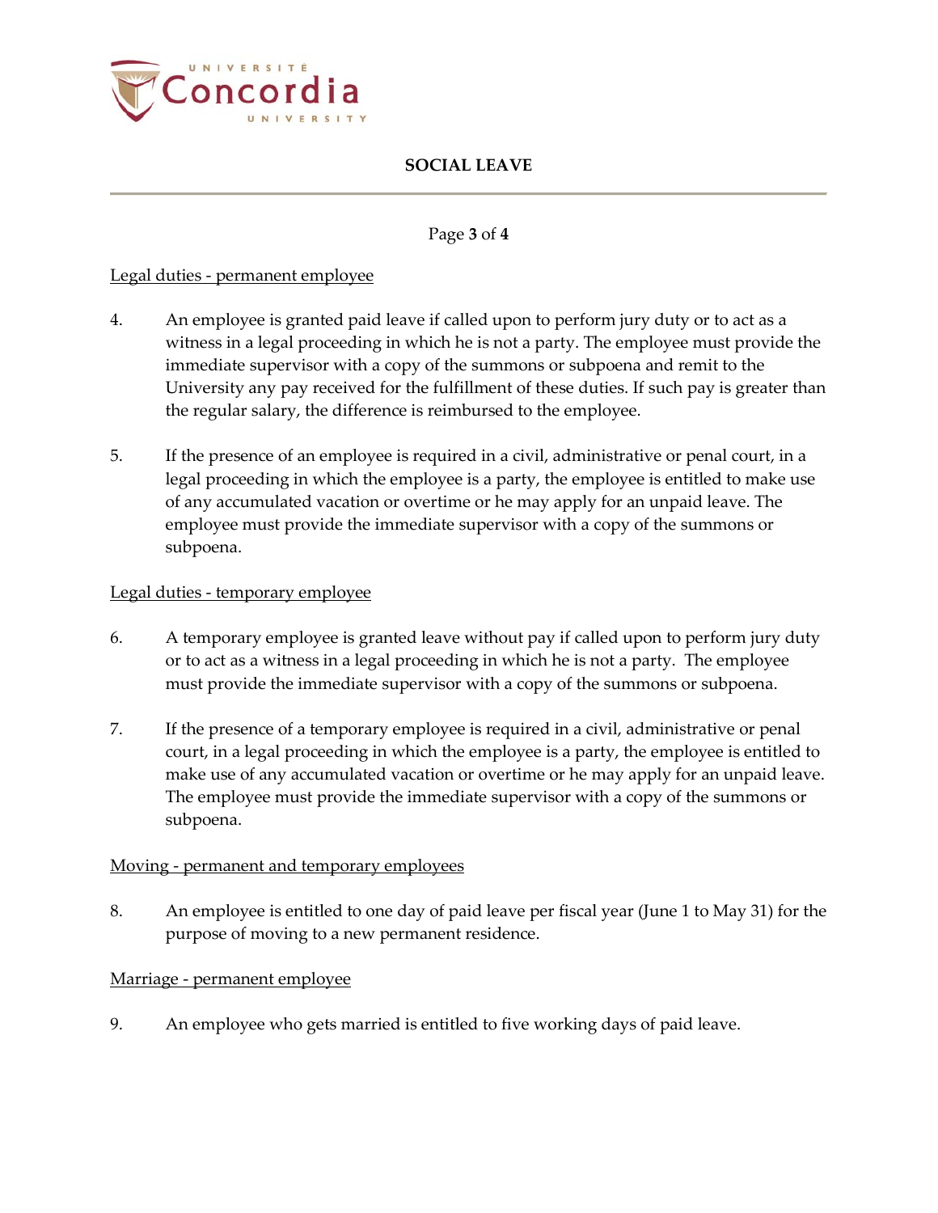Legal duties - permanent employee

4. An employee is granted paid leave if called upon to perform jury duty or to act as a witness in a legal proceeding in which he is not a party. The employee must provide the immediate supervisor with a copy of the summons or subpoena and remit to the University any pay received for the fulfillment of these duties. If such pay is greater than the regular salary, the difference is reimbursed to the employee.

5. If the presence of an employee is required in a civil, administrative or penal court, in a legal proceeding in which the employee is a party, the employee is entitled to make use of any accumulated vacation or overtime or he may apply for an unpaid leave. The employee must provide the immediate supervisor with a copy of the summons or subpoena.

Legal duties - temporary employee

6. A temporary employee is granted leave without pay if called upon to perform jury duty or to act as a witness in a legal proceeding in which he is not a party. The employee must provide the immediate supervisor with a copy of the summons or subpoena.

7. If the presence of a temporary employee is required in a civil, administrative or penal court, in a legal proceeding in which the employee is a party, the employee is entitled to make use of any accumulated vacation or overtime or he may apply for an unpaid leave. The employee must provide the immediate supervisor with a copy of the summons or subpoena.

Moving - permanent and temporary employees

8. An employee is entitled to one day of paid leave per fiscal year (June 1 to May 31) for the purpose of moving to a new permanent residence.

Marriage - permanent employee

9. An employee who gets married is entitled to five working days of paid leave.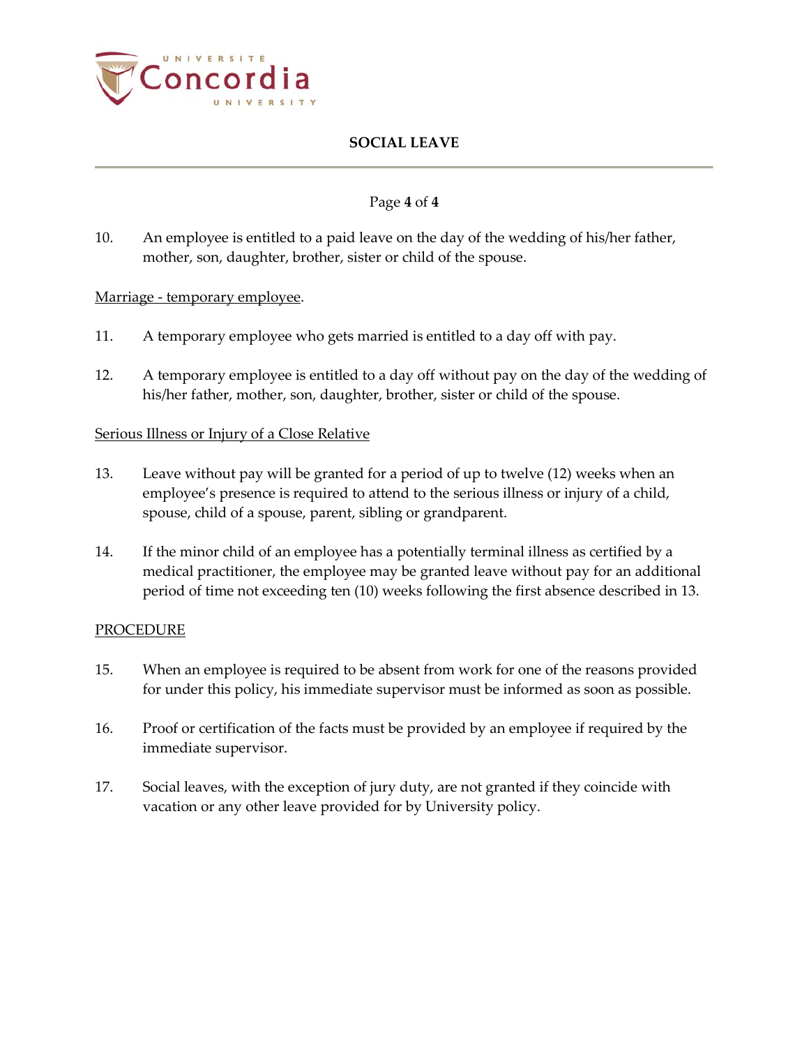10. An employee is entitled to a paid leave on the day of the wedding of his/her father, mother, son, daughter, brother, sister or child of the spouse.

<u>Marriage - temporary employee</u>.

11. A temporary employee who gets married is entitled to a day off with pay.

12. A temporary employee is entitled to a day off without pay on the day of the wedding of his/her father, mother, son, daughter, brother, sister or child of the spouse.

<u>Serious Illness or Injury of a Close Relative</u>

13. Leave without pay will be granted for a period of up to twelve (12) weeks when an employee's presence is required to attend to the serious illness or injury of a child, spouse, child of a spouse, parent, sibling or grandparent.

14. If the minor child of an employee has a potentially terminal illness as certified by a medical practitioner, the employee may be granted leave without pay for an additional period of time not exceeding ten (10) weeks following the first absence described in 13.

<u>PROCEDURE</u>

15. When an employee is required to be absent from work for one of the reasons provided for under this policy, his immediate supervisor must be informed as soon as possible.

16. Proof or certification of the facts must be provided by an employee if required by the immediate supervisor.

17. Social leaves, with the exception of jury duty, are not granted if they coincide with vacation or any other leave provided for by University policy.